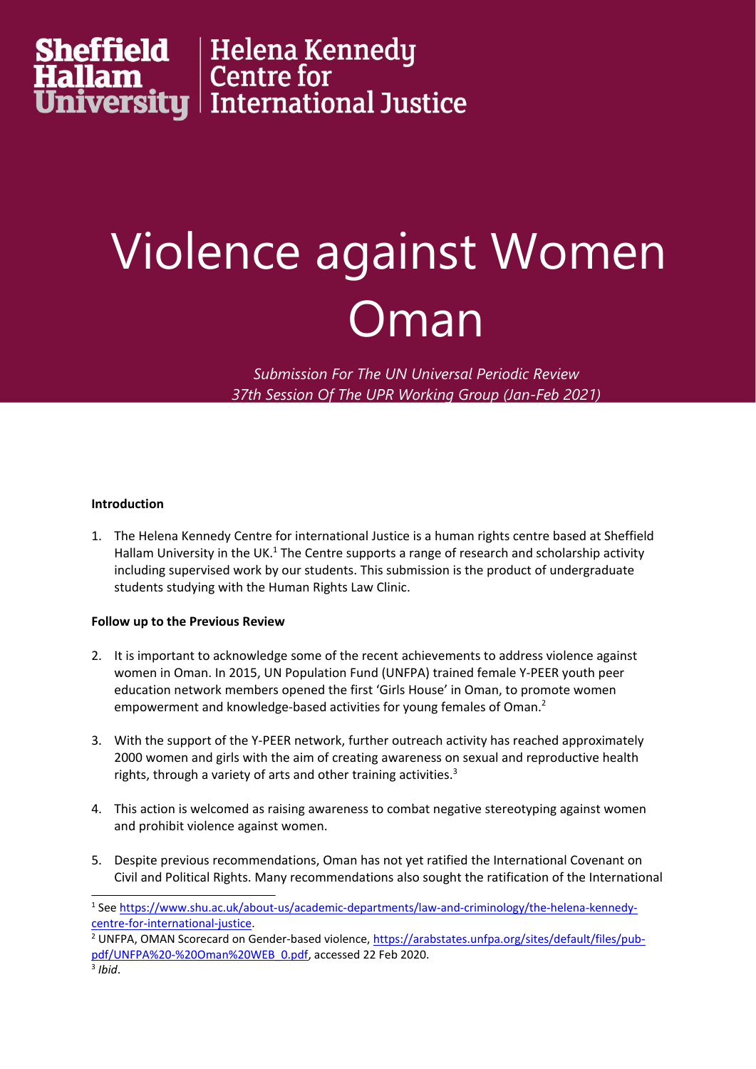Sheffield Hallam University | Helena Kennedy Centre for International Justice

# Violence against Women Oman

*Submission For The UN Universal Periodic Review 37th Session Of The UPR Working Group (Jan-Feb 2021)*

**Introduction**

1. The Helena Kennedy Centre for international Justice is a human rights centre based at Sheffield Hallam University in the UK.[1] The Centre supports a range of research and scholarship activity including supervised work by our students. This submission is the product of undergraduate students studying with the Human Rights Law Clinic.

**Follow up to the Previous Review**

2. It is important to acknowledge some of the recent achievements to address violence against women in Oman. In 2015, UN Population Fund (UNFPA) trained female Y-PEER youth peer education network members opened the first 'Girls House' in Oman, to promote women empowerment and knowledge-based activities for young females of Oman.[2]

3. With the support of the Y-PEER network, further outreach activity has reached approximately 2000 women and girls with the aim of creating awareness on sexual and reproductive health rights, through a variety of arts and other training activities.[3]

4. This action is welcomed as raising awareness to combat negative stereotyping against women and prohibit violence against women.

5. Despite previous recommendations, Oman has not yet ratified the International Covenant on Civil and Political Rights. Many recommendations also sought the ratification of the International

---

[1] See https://www.shu.ac.uk/about-us/academic-departments/law-and-criminology/the-helena-kennedy-centre-for-international-justice.

[2] UNFPA, OMAN Scorecard on Gender-based violence, https://arabstates.unfpa.org/sites/default/files/pub-pdf/UNFPA%20-%20Oman%20WEB_0.pdf, accessed 22 Feb 2020.

[3] *Ibid*.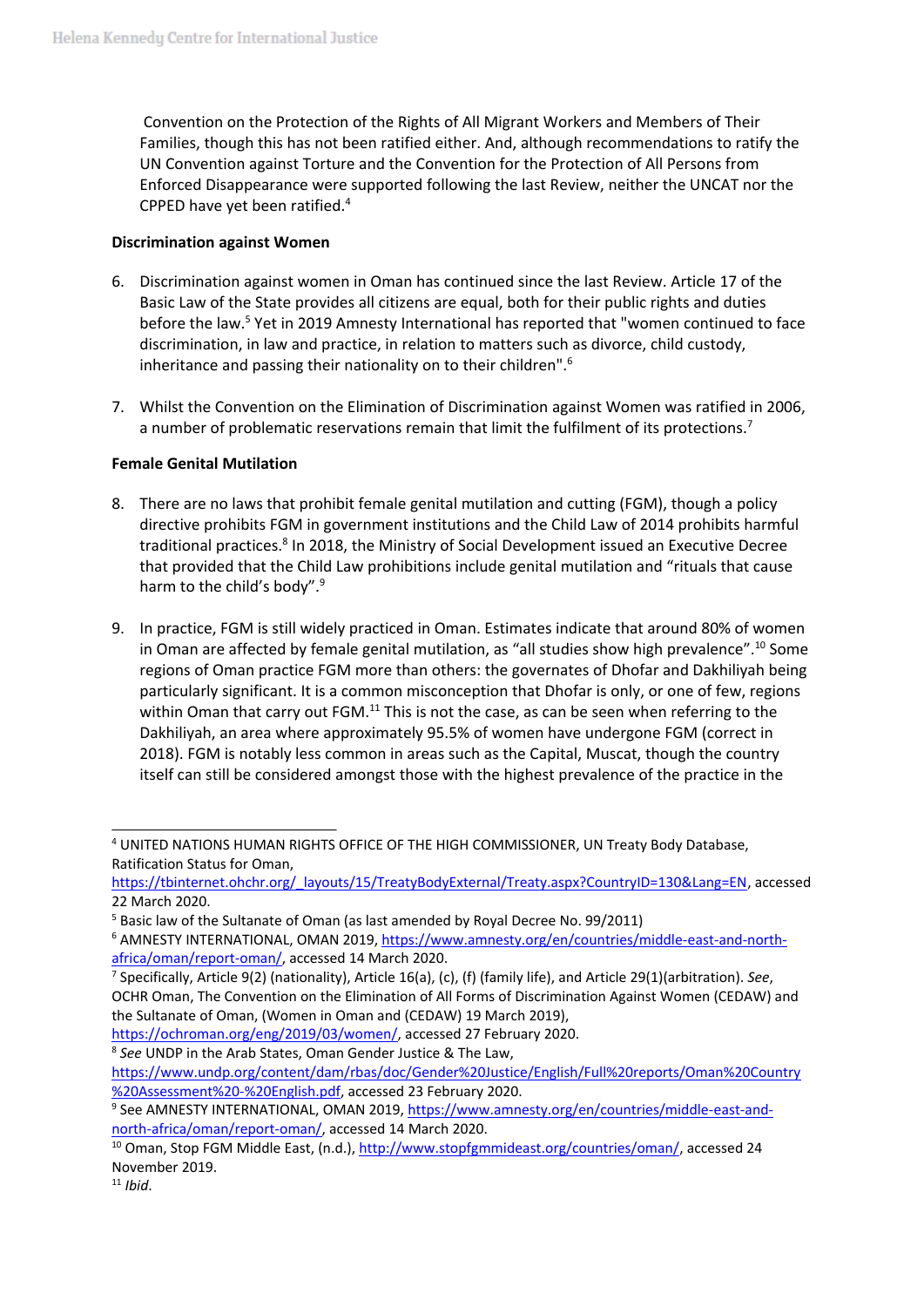Convention on the Protection of the Rights of All Migrant Workers and Members of Their Families, though this has not been ratified either. And, although recommendations to ratify the UN Convention against Torture and the Convention for the Protection of All Persons from Enforced Disappearance were supported following the last Review, neither the UNCAT nor the CPPED have yet been ratified.[4]

**Discrimination against Women**

6. Discrimination against women in Oman has continued since the last Review. Article 17 of the Basic Law of the State provides all citizens are equal, both for their public rights and duties before the law.[5] Yet in 2019 Amnesty International has reported that "women continued to face discrimination, in law and practice, in relation to matters such as divorce, child custody, inheritance and passing their nationality on to their children".[6]

7. Whilst the Convention on the Elimination of Discrimination against Women was ratified in 2006, a number of problematic reservations remain that limit the fulfilment of its protections.[7]

**Female Genital Mutilation**

8. There are no laws that prohibit female genital mutilation and cutting (FGM), though a policy directive prohibits FGM in government institutions and the Child Law of 2014 prohibits harmful traditional practices.[8] In 2018, the Ministry of Social Development issued an Executive Decree that provided that the Child Law prohibitions include genital mutilation and "rituals that cause harm to the child's body".[9]

9. In practice, FGM is still widely practiced in Oman. Estimates indicate that around 80% of women in Oman are affected by female genital mutilation, as "all studies show high prevalence".[10] Some regions of Oman practice FGM more than others: the governates of Dhofar and Dakhiliyah being particularly significant. It is a common misconception that Dhofar is only, or one of few, regions within Oman that carry out FGM.[11] This is not the case, as can be seen when referring to the Dakhiliyah, an area where approximately 95.5% of women have undergone FGM (correct in 2018). FGM is notably less common in areas such as the Capital, Muscat, though the country itself can still be considered amongst those with the highest prevalence of the practice in the

---

[4] UNITED NATIONS HUMAN RIGHTS OFFICE OF THE HIGH COMMISSIONER, UN Treaty Body Database, Ratification Status for Oman, https://tbinternet.ohchr.org/_layouts/15/TreatyBodyExternal/Treaty.aspx?CountryID=130&Lang=EN, accessed 22 March 2020.

[5] Basic law of the Sultanate of Oman (as last amended by Royal Decree No. 99/2011)

[6] AMNESTY INTERNATIONAL, OMAN 2019, https://www.amnesty.org/en/countries/middle-east-and-north-africa/oman/report-oman/, accessed 14 March 2020.

[7] Specifically, Article 9(2) (nationality), Article 16(a), (c), (f) (family life), and Article 29(1)(arbitration). *See*, OCHR Oman, The Convention on the Elimination of All Forms of Discrimination Against Women (CEDAW) and the Sultanate of Oman, (Women in Oman and (CEDAW) 19 March 2019), https://ochroman.org/eng/2019/03/women/, accessed 27 February 2020.

[8] *See* UNDP in the Arab States, Oman Gender Justice & The Law, https://www.undp.org/content/dam/rbas/doc/Gender%20Justice/English/Full%20reports/Oman%20Country%20Assessment%20-%20English.pdf, accessed 23 February 2020.

[9] See AMNESTY INTERNATIONAL, OMAN 2019, https://www.amnesty.org/en/countries/middle-east-and-north-africa/oman/report-oman/, accessed 14 March 2020.

[10] Oman, Stop FGM Middle East, (n.d.), http://www.stopfgmmideast.org/countries/oman/, accessed 24 November 2019.

[11] *Ibid*.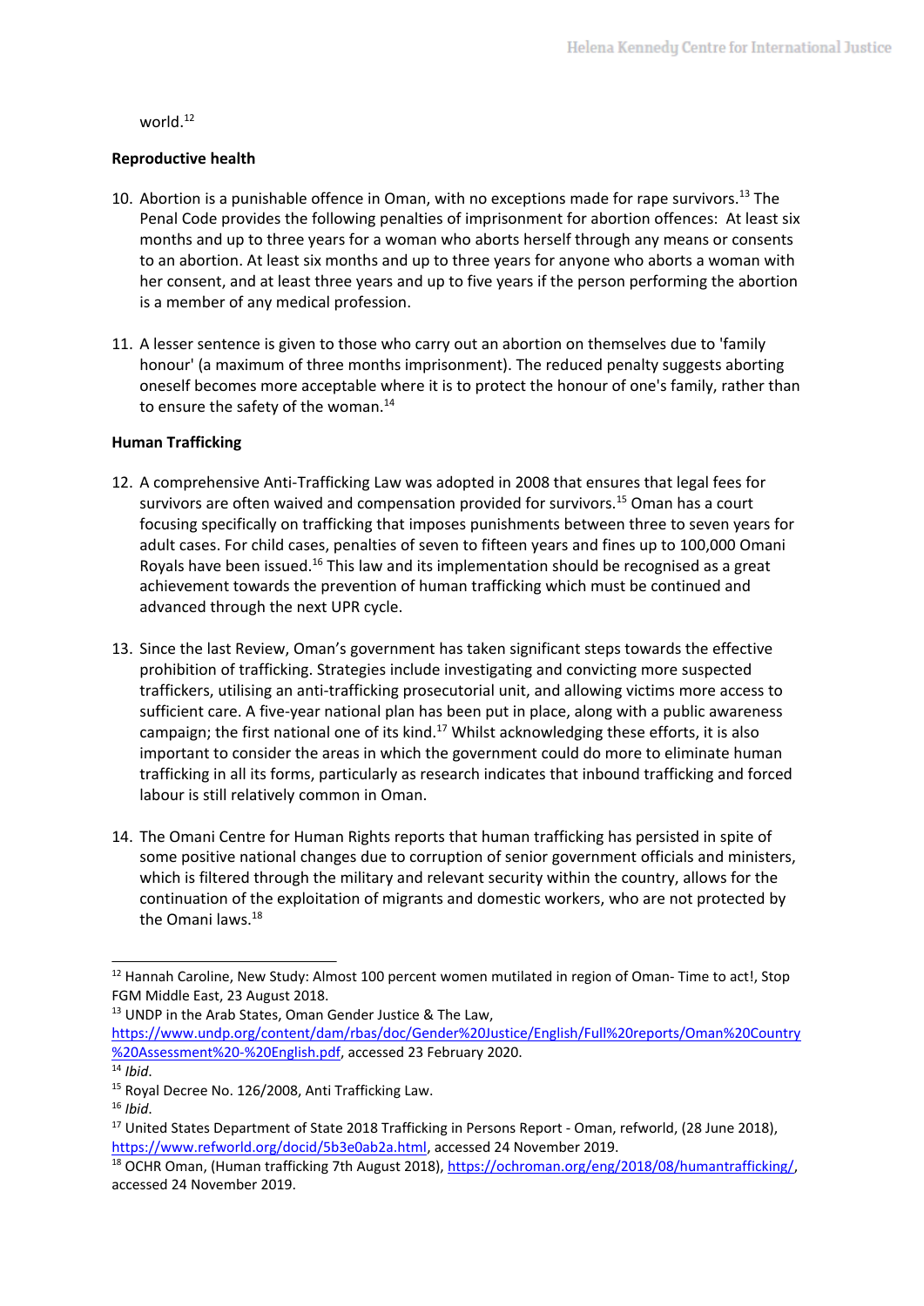world.[12]

**Reproductive health**

10. Abortion is a punishable offence in Oman, with no exceptions made for rape survivors.[13] The Penal Code provides the following penalties of imprisonment for abortion offences: At least six months and up to three years for a woman who aborts herself through any means or consents to an abortion. At least six months and up to three years for anyone who aborts a woman with her consent, and at least three years and up to five years if the person performing the abortion is a member of any medical profession.

11. A lesser sentence is given to those who carry out an abortion on themselves due to 'family honour' (a maximum of three months imprisonment). The reduced penalty suggests aborting oneself becomes more acceptable where it is to protect the honour of one's family, rather than to ensure the safety of the woman.[14]

**Human Trafficking**

12. A comprehensive Anti-Trafficking Law was adopted in 2008 that ensures that legal fees for survivors are often waived and compensation provided for survivors.[15] Oman has a court focusing specifically on trafficking that imposes punishments between three to seven years for adult cases. For child cases, penalties of seven to fifteen years and fines up to 100,000 Omani Royals have been issued.[16] This law and its implementation should be recognised as a great achievement towards the prevention of human trafficking which must be continued and advanced through the next UPR cycle.

13. Since the last Review, Oman's government has taken significant steps towards the effective prohibition of trafficking. Strategies include investigating and convicting more suspected traffickers, utilising an anti-trafficking prosecutorial unit, and allowing victims more access to sufficient care. A five-year national plan has been put in place, along with a public awareness campaign; the first national one of its kind.[17] Whilst acknowledging these efforts, it is also important to consider the areas in which the government could do more to eliminate human trafficking in all its forms, particularly as research indicates that inbound trafficking and forced labour is still relatively common in Oman.

14. The Omani Centre for Human Rights reports that human trafficking has persisted in spite of some positive national changes due to corruption of senior government officials and ministers, which is filtered through the military and relevant security within the country, allows for the continuation of the exploitation of migrants and domestic workers, who are not protected by the Omani laws.[18]

---

[12] Hannah Caroline, New Study: Almost 100 percent women mutilated in region of Oman- Time to act!, Stop FGM Middle East, 23 August 2018.

[13] UNDP in the Arab States, Oman Gender Justice & The Law, https://www.undp.org/content/dam/rbas/doc/Gender%20Justice/English/Full%20reports/Oman%20Country%20Assessment%20-%20English.pdf, accessed 23 February 2020.

[14] *Ibid*.

[15] Royal Decree No. 126/2008, Anti Trafficking Law.

[16] *Ibid*.

[17] United States Department of State 2018 Trafficking in Persons Report - Oman, refworld, (28 June 2018), https://www.refworld.org/docid/5b3e0ab2a.html, accessed 24 November 2019.

[18] OCHR Oman, (Human trafficking 7th August 2018), https://ochroman.org/eng/2018/08/humantrafficking/, accessed 24 November 2019.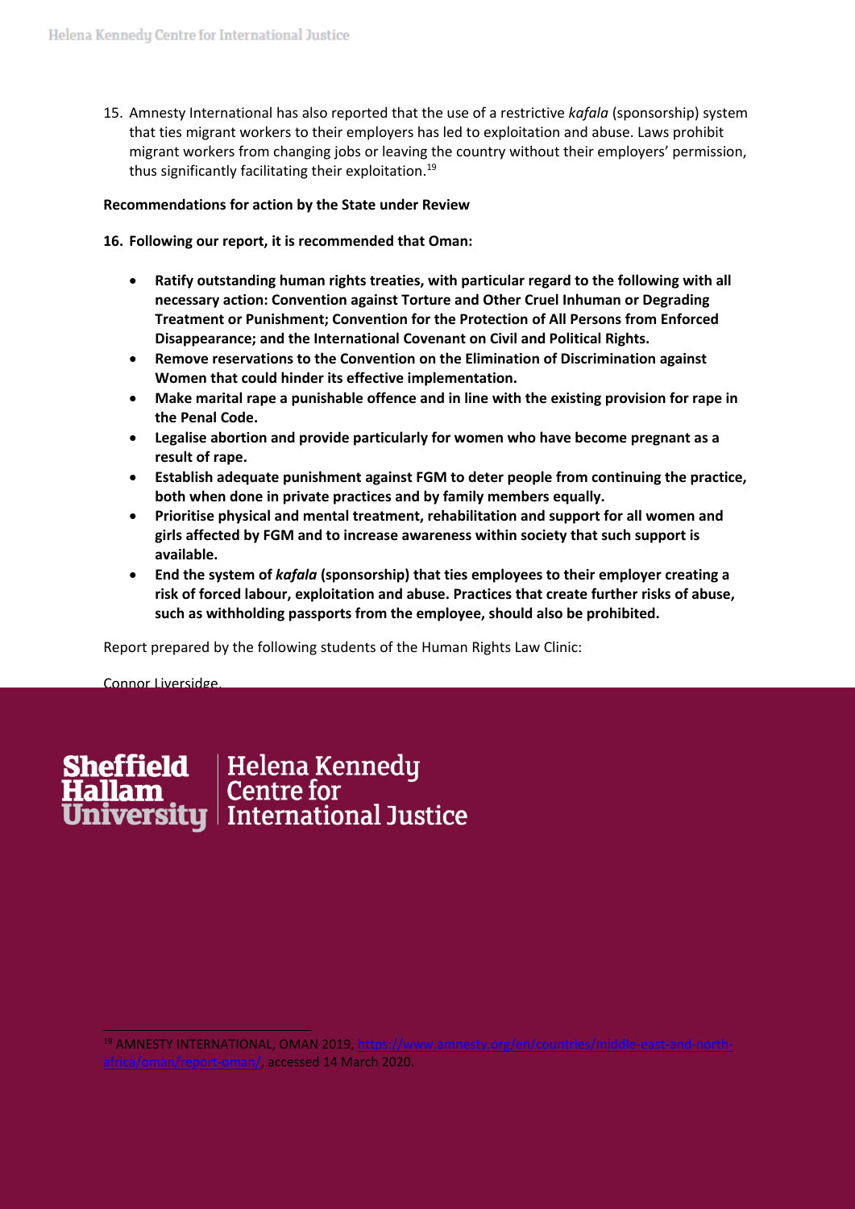15. Amnesty International has also reported that the use of a restrictive *kafala* (sponsorship) system that ties migrant workers to their employers has led to exploitation and abuse. Laws prohibit migrant workers from changing jobs or leaving the country without their employers' permission, thus significantly facilitating their exploitation.[19]

**Recommendations for action by the State under Review**

**16. Following our report, it is recommended that Oman:**

- **Ratify outstanding human rights treaties, with particular regard to the following with all necessary action: Convention against Torture and Other Cruel Inhuman or Degrading Treatment or Punishment; Convention for the Protection of All Persons from Enforced Disappearance; and the International Covenant on Civil and Political Rights.**
- **Remove reservations to the Convention on the Elimination of Discrimination against Women that could hinder its effective implementation.**
- **Make marital rape a punishable offence and in line with the existing provision for rape in the Penal Code.**
- **Legalise abortion and provide particularly for women who have become pregnant as a result of rape.**
- **Establish adequate punishment against FGM to deter people from continuing the practice, both when done in private practices and by family members equally.**
- **Prioritise physical and mental treatment, rehabilitation and support for all women and girls affected by FGM and to increase awareness within society that such support is available.**
- **End the system of *kafala* (sponsorship) that ties employees to their employer creating a risk of forced labour, exploitation and abuse. Practices that create further risks of abuse, such as withholding passports from the employee, should also be prohibited.**

Report prepared by the following students of the Human Rights Law Clinic:

Connor Liversidge.

Sheffield Hallam University | Helena Kennedy Centre for International Justice

[19] AMNESTY INTERNATIONAL, OMAN 2019, https://www.amnesty.org/en/countries/middle-east-and-north-africa/oman/report-oman/, accessed 14 March 2020.